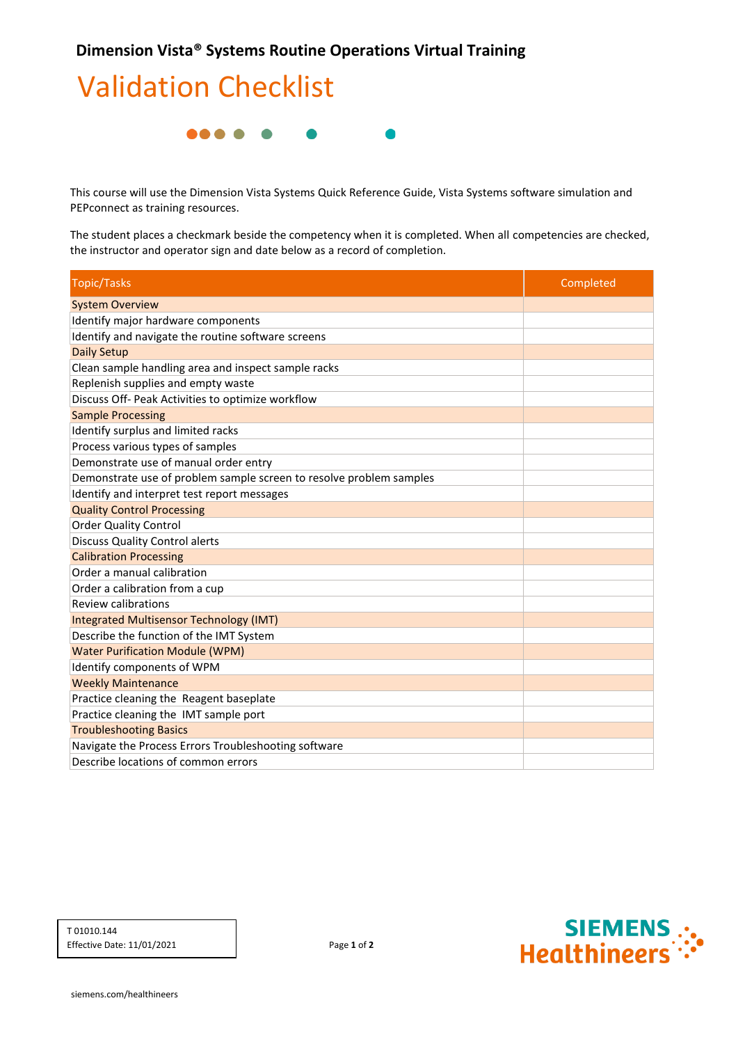**Dimension Vista® Systems Routine Operations Virtual Training**

# Validation Checklist

This course will use the Dimension Vista Systems Quick Reference Guide, Vista Systems software simulation and PEPconnect as training resources.

The student places a checkmark beside the competency when it is completed. When all competencies are checked, the instructor and operator sign and date below as a record of completion.

| Topic/Tasks | Completed |
|---|---|
| **System Overview** | |
| Identify major hardware components | |
| Identify and navigate the routine software screens | |
| **Daily Setup** | |
| Clean sample handling area and inspect sample racks | |
| Replenish supplies and empty waste | |
| Discuss Off- Peak Activities to optimize workflow | |
| **Sample Processing** | |
| Identify surplus and limited racks | |
| Process various types of samples | |
| Demonstrate use of manual order entry | |
| Demonstrate use of problem sample screen to resolve problem samples | |
| Identify and interpret test report messages | |
| **Quality Control Processing** | |
| Order Quality Control | |
| Discuss Quality Control alerts | |
| **Calibration Processing** | |
| Order a manual calibration | |
| Order a calibration from a cup | |
| Review calibrations | |
| **Integrated Multisensor Technology (IMT)** | |
| Describe the function of the IMT System | |
| **Water Purification Module (WPM)** | |
| Identify components of WPM | |
| **Weekly Maintenance** | |
| Practice cleaning the Reagent baseplate | |
| Practice cleaning the IMT sample port | |
| **Troubleshooting Basics** | |
| Navigate the Process Errors Troubleshooting software | |
| Describe locations of common errors | |

T 01010.144
Effective Date: 11/01/2021

SIEMENS Healthineers

siemens.com/healthineers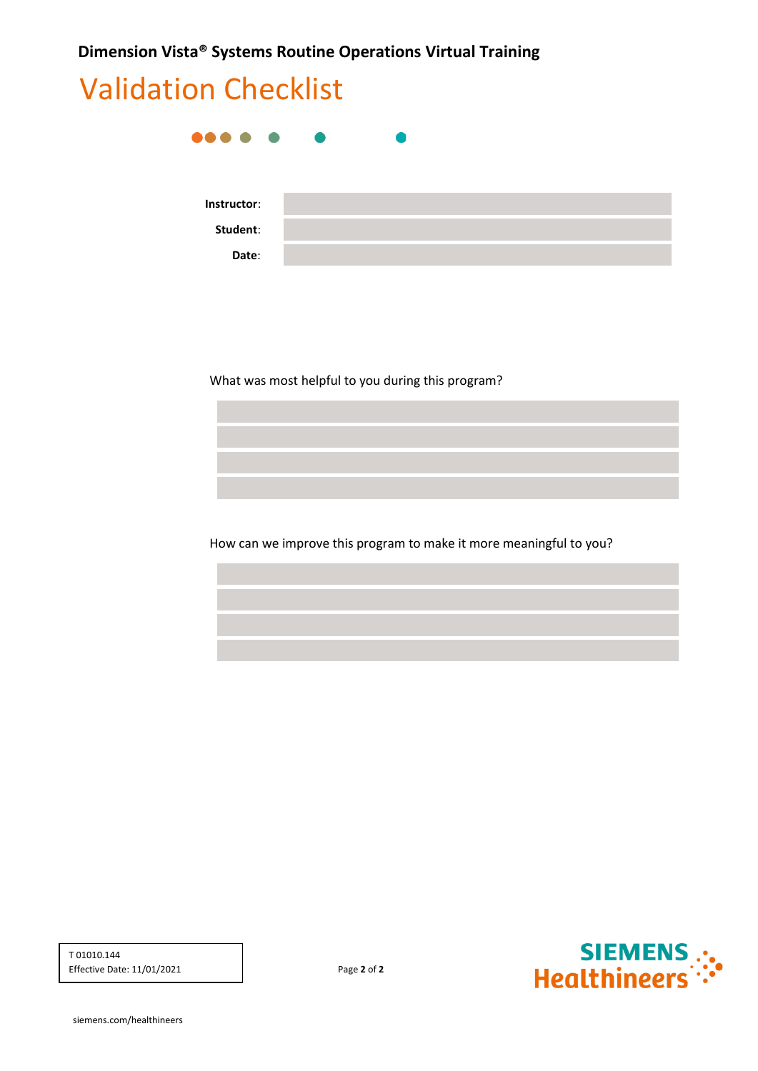**Dimension Vista® Systems Routine Operations Virtual Training**

# Validation Checklist

| | |
|---|---|
| **Instructor**: | |
| **Student**: | |
| **Date**: | |

What was most helpful to you during this program?

How can we improve this program to make it more meaningful to you?

T 01010.144
Effective Date: 11/01/2021

SIEMENS Healthineers

siemens.com/healthineers